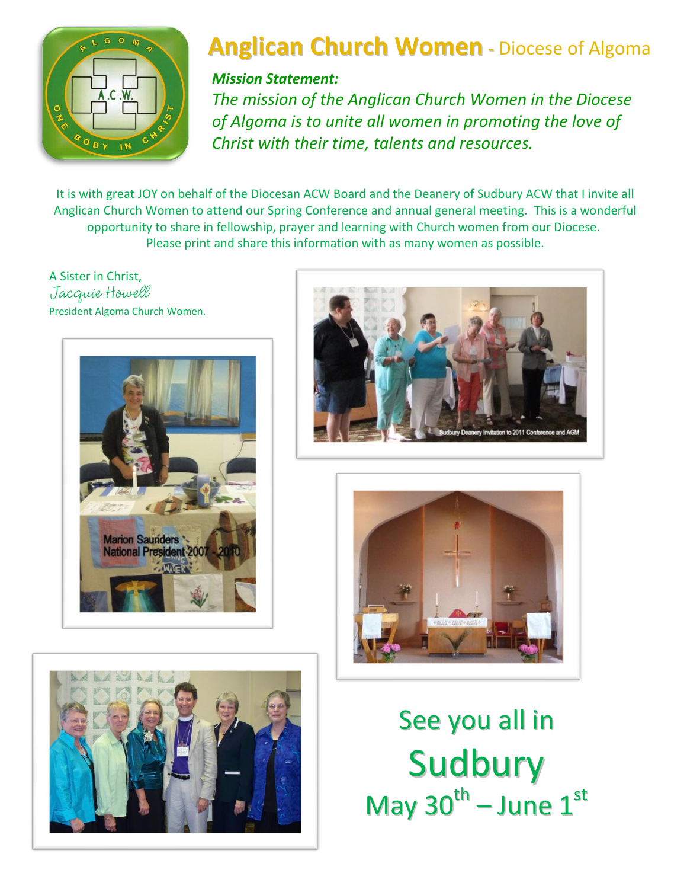# Anglican Church Women - Diocese of Algoma

***Mission Statement:***
*The mission of the Anglican Church Women in the Diocese of Algoma is to unite all women in promoting the love of Christ with their time, talents and resources.*

It is with great JOY on behalf of the Diocesan ACW Board and the Deanery of Sudbury ACW that I invite all Anglican Church Women to attend our Spring Conference and annual general meeting. This is a wonderful opportunity to share in fellowship, prayer and learning with Church women from our Diocese. Please print and share this information with as many women as possible.

A Sister in Christ,
Jacquie Howell
President Algoma Church Women.

Sudbury Deanery Invitation to 2011 Conference and AGM

Marion Saunders National President 2007 - 2010

## See you all in Sudbury May 30th – June 1st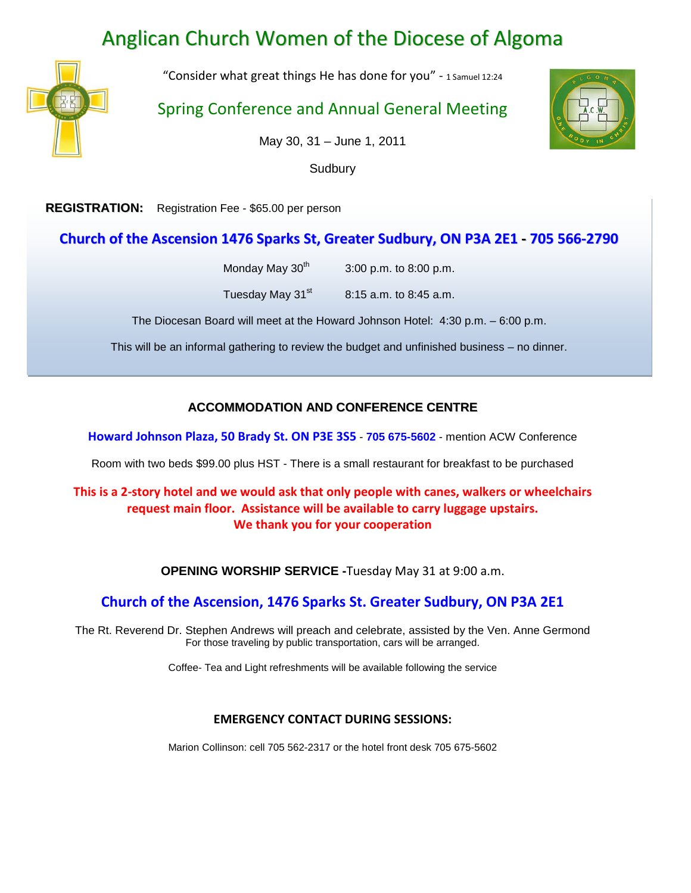# Anglican Church Women of the Diocese of Algoma

"Consider what great things He has done for you" - 1 Samuel 12:24

## Spring Conference and Annual General Meeting

May 30, 31 – June 1, 2011

Sudbury

**REGISTRATION:** Registration Fee - $65.00 per person

**Church of the Ascension 1476 Sparks St, Greater Sudbury, ON P3A 2E1 - 705 566-2790**

| | |
|---|---|
| Monday May 30th | 3:00 p.m. to 8:00 p.m. |
| Tuesday May 31st | 8:15 a.m. to 8:45 a.m. |

The Diocesan Board will meet at the Howard Johnson Hotel: 4:30 p.m. – 6:00 p.m.

This will be an informal gathering to review the budget and unfinished business – no dinner.

### ACCOMMODATION AND CONFERENCE CENTRE

**Howard Johnson Plaza, 50 Brady St. ON P3E 3S5** - **705 675-5602** - mention ACW Conference

Room with two beds $99.00 plus HST - There is a small restaurant for breakfast to be purchased

**This is a 2-story hotel and we would ask that only people with canes, walkers or wheelchairs request main floor. Assistance will be available to carry luggage upstairs.**
**We thank you for your cooperation**

**OPENING WORSHIP SERVICE -**Tuesday May 31 at 9:00 a.m.

**Church of the Ascension, 1476 Sparks St. Greater Sudbury, ON P3A 2E1**

The Rt. Reverend Dr. Stephen Andrews will preach and celebrate, assisted by the Ven. Anne Germond
For those traveling by public transportation, cars will be arranged.

Coffee- Tea and Light refreshments will be available following the service

### EMERGENCY CONTACT DURING SESSIONS:

Marion Collinson: cell 705 562-2317 or the hotel front desk 705 675-5602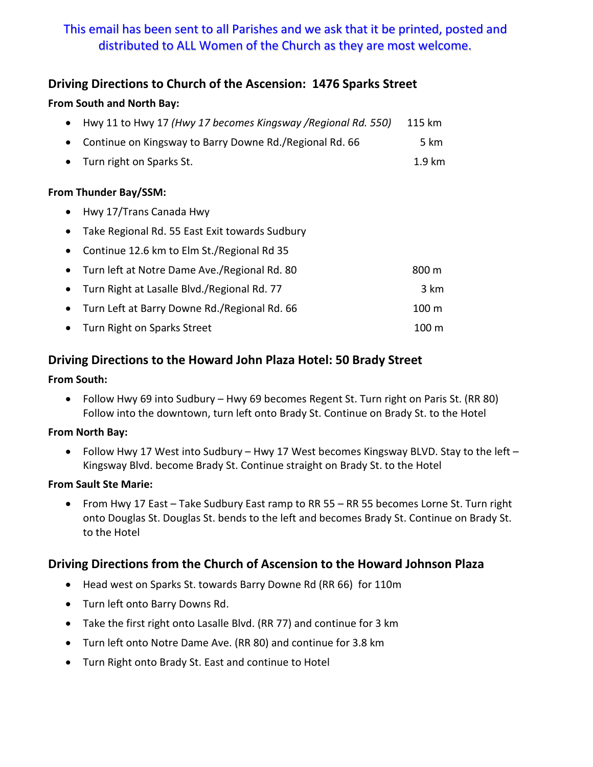This email has been sent to all Parishes and we ask that it be printed, posted and distributed to ALL Women of the Church as they are most welcome.

## Driving Directions to Church of the Ascension: 1476 Sparks Street

**From South and North Bay:**

- Hwy 11 to Hwy 17 *(Hwy 17 becomes Kingsway /Regional Rd. 550)* 115 km
- Continue on Kingsway to Barry Downe Rd./Regional Rd. 66 5 km
- Turn right on Sparks St. 1.9 km

**From Thunder Bay/SSM:**

- Hwy 17/Trans Canada Hwy
- Take Regional Rd. 55 East Exit towards Sudbury
- Continue 12.6 km to Elm St./Regional Rd 35
- Turn left at Notre Dame Ave./Regional Rd. 80 800 m
- Turn Right at Lasalle Blvd./Regional Rd. 77 3 km
- Turn Left at Barry Downe Rd./Regional Rd. 66 100 m
- Turn Right on Sparks Street 100 m

## Driving Directions to the Howard John Plaza Hotel: 50 Brady Street

**From South:**

- Follow Hwy 69 into Sudbury – Hwy 69 becomes Regent St. Turn right on Paris St. (RR 80) Follow into the downtown, turn left onto Brady St. Continue on Brady St. to the Hotel

**From North Bay:**

- Follow Hwy 17 West into Sudbury – Hwy 17 West becomes Kingsway BLVD. Stay to the left – Kingsway Blvd. become Brady St. Continue straight on Brady St. to the Hotel

**From Sault Ste Marie:**

- From Hwy 17 East – Take Sudbury East ramp to RR 55 – RR 55 becomes Lorne St. Turn right onto Douglas St. Douglas St. bends to the left and becomes Brady St. Continue on Brady St. to the Hotel

## Driving Directions from the Church of Ascension to the Howard Johnson Plaza

- Head west on Sparks St. towards Barry Downe Rd (RR 66) for 110m
- Turn left onto Barry Downs Rd.
- Take the first right onto Lasalle Blvd. (RR 77) and continue for 3 km
- Turn left onto Notre Dame Ave. (RR 80) and continue for 3.8 km
- Turn Right onto Brady St. East and continue to Hotel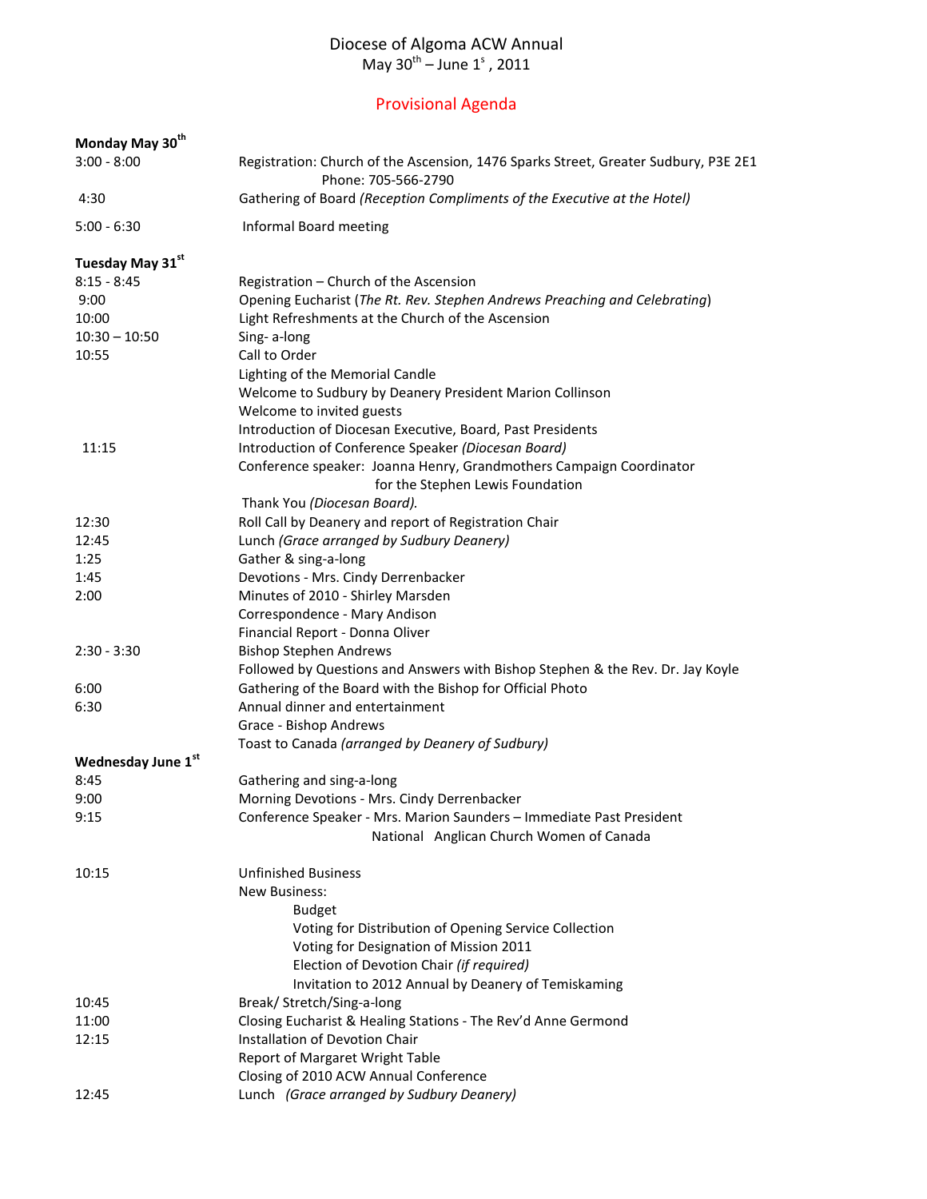# Diocese of Algoma ACW Annual

May 30th – June 1s, 2011

## Provisional Agenda

| | |
|---|---|
| **Monday May 30th** | |
| 3:00 - 8:00 | Registration: Church of the Ascension, 1476 Sparks Street, Greater Sudbury, P3E 2E1 Phone: 705-566-2790 |
| 4:30 | Gathering of Board *(Reception Compliments of the Executive at the Hotel)* |
| 5:00 - 6:30 | Informal Board meeting |
| **Tuesday May 31st** | |
| 8:15 - 8:45 | Registration – Church of the Ascension |
| 9:00 | Opening Eucharist (*The Rt. Rev. Stephen Andrews Preaching and Celebrating*) |
| 10:00 | Light Refreshments at the Church of the Ascension |
| 10:30 – 10:50 | Sing- a-long |
| 10:55 | Call to Order |
| | Lighting of the Memorial Candle |
| | Welcome to Sudbury by Deanery President Marion Collinson |
| | Welcome to invited guests |
| | Introduction of Diocesan Executive, Board, Past Presidents |
| 11:15 | Introduction of Conference Speaker *(Diocesan Board)* |
| | Conference speaker: Joanna Henry, Grandmothers Campaign Coordinator for the Stephen Lewis Foundation |
| | Thank You *(Diocesan Board).* |
| 12:30 | Roll Call by Deanery and report of Registration Chair |
| 12:45 | Lunch *(Grace arranged by Sudbury Deanery)* |
| 1:25 | Gather & sing-a-long |
| 1:45 | Devotions - Mrs. Cindy Derrenbacker |
| 2:00 | Minutes of 2010 - Shirley Marsden |
| | Correspondence - Mary Andison |
| | Financial Report - Donna Oliver |
| 2:30 - 3:30 | Bishop Stephen Andrews |
| | Followed by Questions and Answers with Bishop Stephen & the Rev. Dr. Jay Koyle |
| 6:00 | Gathering of the Board with the Bishop for Official Photo |
| 6:30 | Annual dinner and entertainment |
| | Grace - Bishop Andrews |
| | Toast to Canada *(arranged by Deanery of Sudbury)* |
| **Wednesday June 1st** | |
| 8:45 | Gathering and sing-a-long |
| 9:00 | Morning Devotions - Mrs. Cindy Derrenbacker |
| 9:15 | Conference Speaker - Mrs. Marion Saunders – Immediate Past President National Anglican Church Women of Canada |
| 10:15 | Unfinished Business |
| | New Business: |
| | Budget |
| | Voting for Distribution of Opening Service Collection |
| | Voting for Designation of Mission 2011 |
| | Election of Devotion Chair *(if required)* |
| | Invitation to 2012 Annual by Deanery of Temiskaming |
| 10:45 | Break/ Stretch/Sing-a-long |
| 11:00 | Closing Eucharist & Healing Stations - The Rev'd Anne Germond |
| 12:15 | Installation of Devotion Chair |
| | Report of Margaret Wright Table |
| | Closing of 2010 ACW Annual Conference |
| 12:45 | Lunch *(Grace arranged by Sudbury Deanery)* |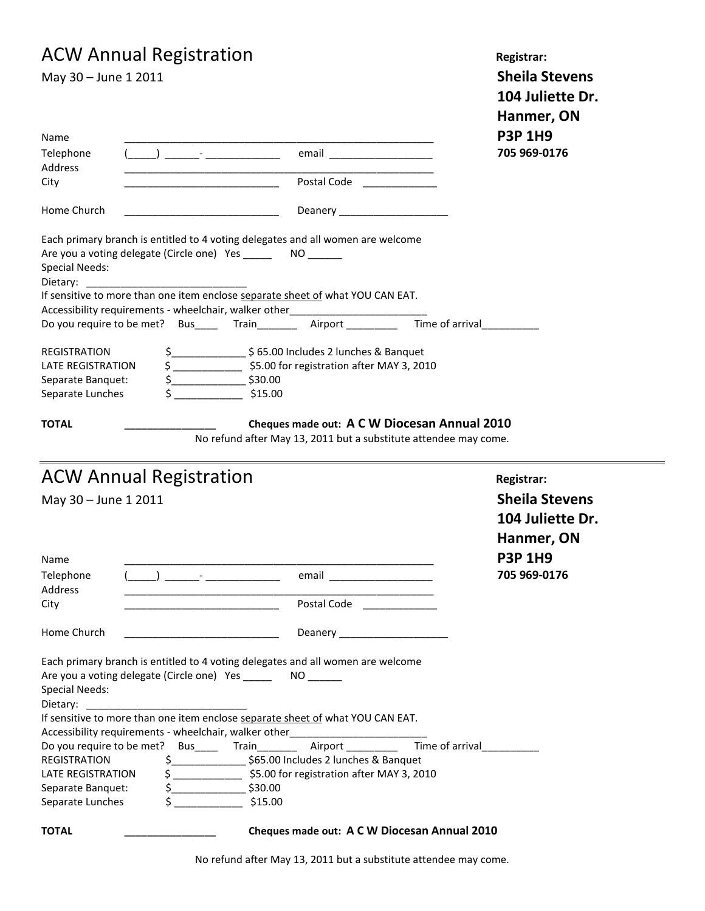# ACW Annual Registration

May 30 – June 1 2011

**Registrar:**
**Sheila Stevens**
**104 Juliette Dr.**
**Hanmer, ON**
**P3P 1H9**
**705 969-0176**

Name ________________________________________________________

Telephone (_____) ______- _____________ email __________________

Address ________________________________________________________

City ____________________________ Postal Code _____________

Home Church ___________________________ Deanery ___________________

Each primary branch is entitled to 4 voting delegates and all women are welcome

Are you a voting delegate (Circle one) Yes _____ NO ______

Special Needs:

Dietary: ____________________________

If sensitive to more than one item enclose separate sheet of what YOU CAN EAT.

Accessibility requirements - wheelchair, walker other________________________

Do you require to be met? Bus____ Train_______ Airport _________ Time of arrival__________

| | | |
|---|---|---|
| REGISTRATION | $_____________ | $ 65.00 Includes 2 lunches & Banquet |
| LATE REGISTRATION | $ ____________ | $5.00 for registration after MAY 3, 2010 |
| Separate Banquet: | $_____________ | $30.00 |
| Separate Lunches | $ ____________ | $15.00 |

**TOTAL** _______________ **Cheques made out: A C W Diocesan Annual 2010**

No refund after May 13, 2011 but a substitute attendee may come.

---

# ACW Annual Registration

May 30 – June 1 2011

**Registrar:**
**Sheila Stevens**
**104 Juliette Dr.**
**Hanmer, ON**
**P3P 1H9**
**705 969-0176**

Name ________________________________________________________

Telephone (_____) ______- _____________ email __________________

Address ________________________________________________________

City ____________________________ Postal Code _____________

Home Church ___________________________ Deanery ___________________

Each primary branch is entitled to 4 voting delegates and all women are welcome

Are you a voting delegate (Circle one) Yes _____ NO ______

Special Needs:

Dietary: ____________________________

If sensitive to more than one item enclose separate sheet of what YOU CAN EAT.

Accessibility requirements - wheelchair, walker other________________________

Do you require to be met? Bus____ Train_______ Airport _________ Time of arrival__________

| | | |
|---|---|---|
| REGISTRATION | $_____________ | $65.00 Includes 2 lunches & Banquet |
| LATE REGISTRATION | $ ____________ | $5.00 for registration after MAY 3, 2010 |
| Separate Banquet: | $_____________ | $30.00 |
| Separate Lunches | $ ____________ | $15.00 |

**TOTAL** _______________ **Cheques made out: A C W Diocesan Annual 2010**

No refund after May 13, 2011 but a substitute attendee may come.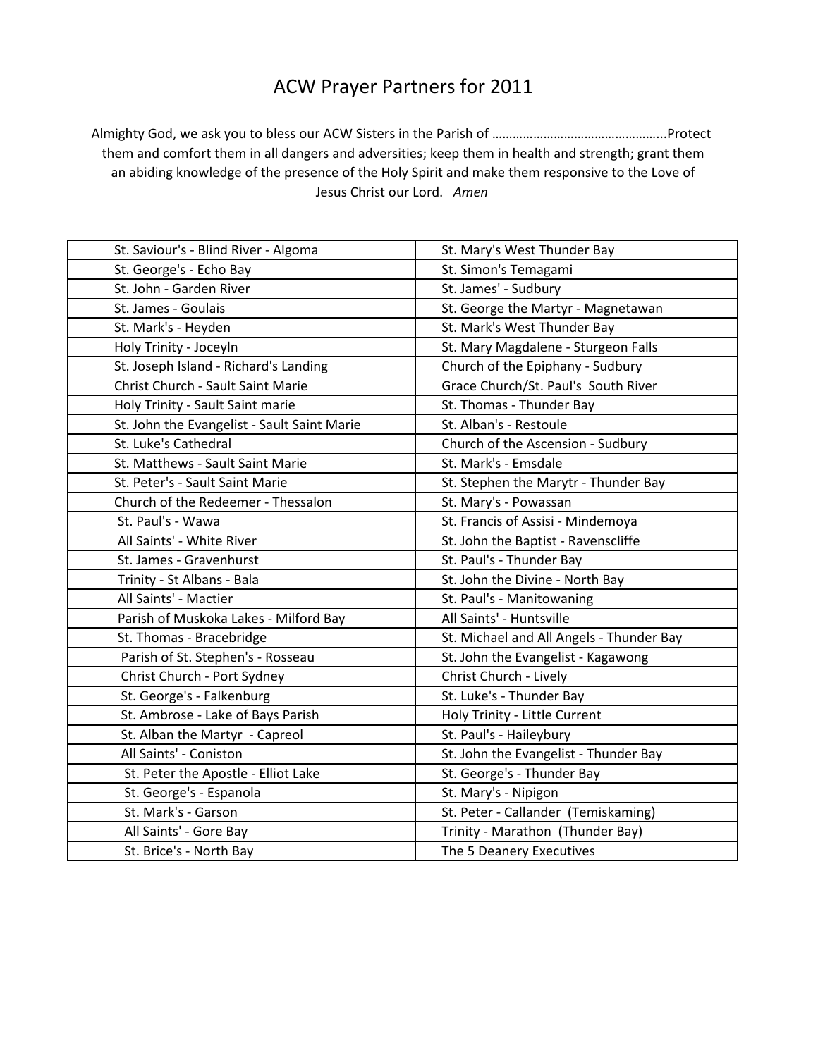# ACW Prayer Partners for 2011

Almighty God, we ask you to bless our ACW Sisters in the Parish of …………………………………………..Protect them and comfort them in all dangers and adversities; keep them in health and strength; grant them an abiding knowledge of the presence of the Holy Spirit and make them responsive to the Love of Jesus Christ our Lord. *Amen*

| | |
|---|---|
| St. Saviour's - Blind River - Algoma | St. Mary's West Thunder Bay |
| St. George's - Echo Bay | St. Simon's Temagami |
| St. John - Garden River | St. James' - Sudbury |
| St. James - Goulais | St. George the Martyr - Magnetawan |
| St. Mark's - Heyden | St. Mark's West Thunder Bay |
| Holy Trinity - Joceyln | St. Mary Magdalene - Sturgeon Falls |
| St. Joseph Island - Richard's Landing | Church of the Epiphany - Sudbury |
| Christ Church - Sault Saint Marie | Grace Church/St. Paul's South River |
| Holy Trinity - Sault Saint marie | St. Thomas - Thunder Bay |
| St. John the Evangelist - Sault Saint Marie | St. Alban's - Restoule |
| St. Luke's Cathedral | Church of the Ascension - Sudbury |
| St. Matthews - Sault Saint Marie | St. Mark's - Emsdale |
| St. Peter's - Sault Saint Marie | St. Stephen the Marytr - Thunder Bay |
| Church of the Redeemer - Thessalon | St. Mary's - Powassan |
| St. Paul's - Wawa | St. Francis of Assisi - Mindemoya |
| All Saints' - White River | St. John the Baptist - Ravenscliffe |
| St. James - Gravenhurst | St. Paul's - Thunder Bay |
| Trinity - St Albans - Bala | St. John the Divine - North Bay |
| All Saints' - Mactier | St. Paul's - Manitowaning |
| Parish of Muskoka Lakes - Milford Bay | All Saints' - Huntsville |
| St. Thomas - Bracebridge | St. Michael and All Angels - Thunder Bay |
| Parish of St. Stephen's - Rosseau | St. John the Evangelist - Kagawong |
| Christ Church - Port Sydney | Christ Church - Lively |
| St. George's - Falkenburg | St. Luke's - Thunder Bay |
| St. Ambrose - Lake of Bays Parish | Holy Trinity - Little Current |
| St. Alban the Martyr - Capreol | St. Paul's - Haileybury |
| All Saints' - Coniston | St. John the Evangelist - Thunder Bay |
| St. Peter the Apostle - Elliot Lake | St. George's - Thunder Bay |
| St. George's - Espanola | St. Mary's - Nipigon |
| St. Mark's - Garson | St. Peter - Callander (Temiskaming) |
| All Saints' - Gore Bay | Trinity - Marathon (Thunder Bay) |
| St. Brice's - North Bay | The 5 Deanery Executives |